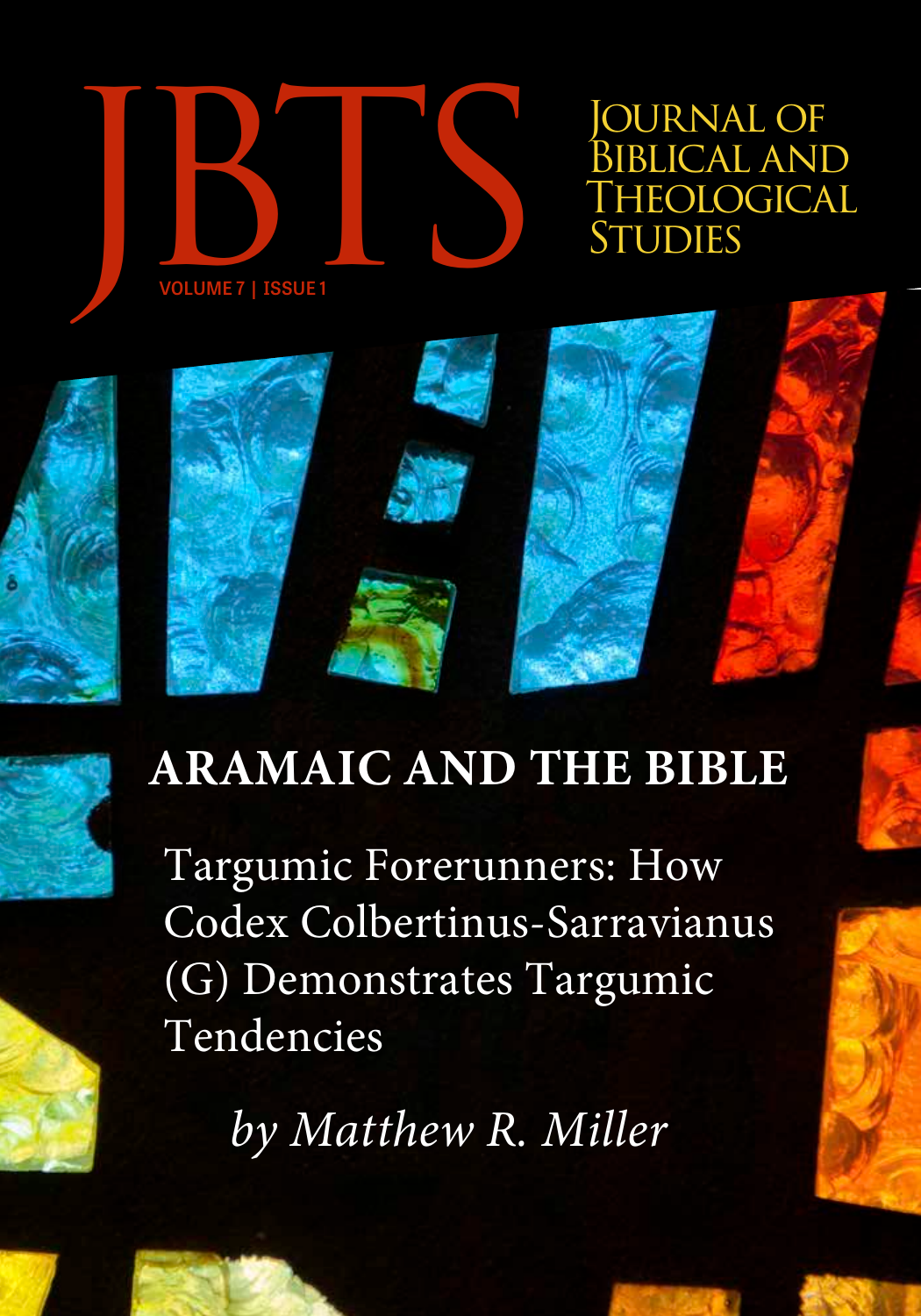# JBTS

JOURNAL OF BIBLICAL AND THEOLOGICAL STUDIES

VOLUME 7 | ISSUE 1

## ARAMAIC AND THE BIBLE

Targumic Forerunners: How Codex Colbertinus-Sarravianus (G) Demonstrates Targumic Tendencies

*by Matthew R. Miller*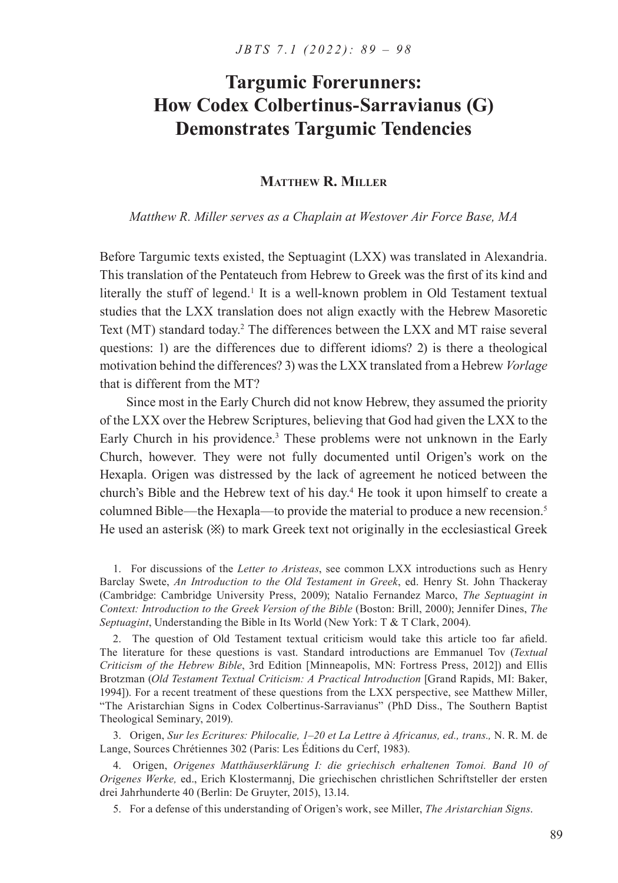# Targumic Forerunners: How Codex Colbertinus-Sarravianus (G) Demonstrates Targumic Tendencies

**Matthew R. Miller**

*Matthew R. Miller serves as a Chaplain at Westover Air Force Base, MA*

Before Targumic texts existed, the Septuagint (LXX) was translated in Alexandria. This translation of the Pentateuch from Hebrew to Greek was the first of its kind and literally the stuff of legend.[1] It is a well-known problem in Old Testament textual studies that the LXX translation does not align exactly with the Hebrew Masoretic Text (MT) standard today.[2] The differences between the LXX and MT raise several questions: 1) are the differences due to different idioms? 2) is there a theological motivation behind the differences? 3) was the LXX translated from a Hebrew *Vorlage* that is different from the MT?

Since most in the Early Church did not know Hebrew, they assumed the priority of the LXX over the Hebrew Scriptures, believing that God had given the LXX to the Early Church in his providence.[3] These problems were not unknown in the Early Church, however. They were not fully documented until Origen's work on the Hexapla. Origen was distressed by the lack of agreement he noticed between the church's Bible and the Hebrew text of his day.[4] He took it upon himself to create a columned Bible—the Hexapla—to provide the material to produce a new recension.[5] He used an asterisk (※) to mark Greek text not originally in the ecclesiastical Greek

1. For discussions of the *Letter to Aristeas*, see common LXX introductions such as Henry Barclay Swete, *An Introduction to the Old Testament in Greek*, ed. Henry St. John Thackeray (Cambridge: Cambridge University Press, 2009); Natalio Fernandez Marco, *The Septuagint in Context: Introduction to the Greek Version of the Bible* (Boston: Brill, 2000); Jennifer Dines, *The Septuagint*, Understanding the Bible in Its World (New York: T & T Clark, 2004).

2. The question of Old Testament textual criticism would take this article too far afield. The literature for these questions is vast. Standard introductions are Emmanuel Tov (*Textual Criticism of the Hebrew Bible*, 3rd Edition [Minneapolis, MN: Fortress Press, 2012]) and Ellis Brotzman (*Old Testament Textual Criticism: A Practical Introduction* [Grand Rapids, MI: Baker, 1994]). For a recent treatment of these questions from the LXX perspective, see Matthew Miller, "The Aristarchian Signs in Codex Colbertinus-Sarravianus" (PhD Diss., The Southern Baptist Theological Seminary, 2019).

3. Origen, *Sur les Ecritures: Philocalie, 1–20 et La Lettre à Africanus, ed., trans.,* N. R. M. de Lange, Sources Chrétiennes 302 (Paris: Les Éditions du Cerf, 1983).

4. Origen, *Origenes Matthäuserklärung I: die griechisch erhaltenen Tomoi. Band 10 of Origenes Werke,* ed., Erich Klostermannj, Die griechischen christlichen Schriftsteller der ersten drei Jahrhunderte 40 (Berlin: De Gruyter, 2015), 13.14.

5. For a defense of this understanding of Origen's work, see Miller, *The Aristarchian Signs*.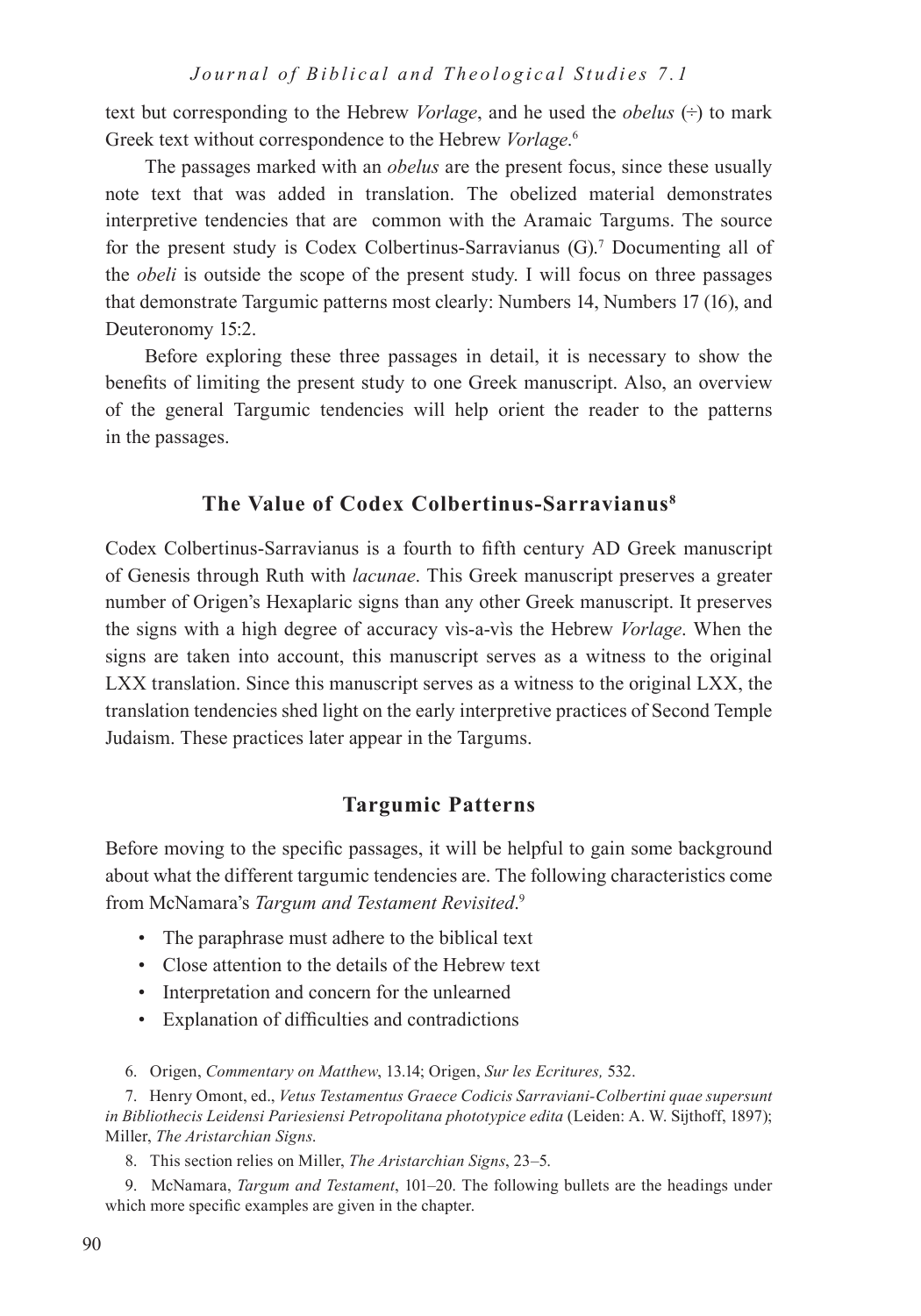text but corresponding to the Hebrew *Vorlage*, and he used the *obelus* (÷) to mark Greek text without correspondence to the Hebrew *Vorlage*.[6]

The passages marked with an *obelus* are the present focus, since these usually note text that was added in translation. The obelized material demonstrates interpretive tendencies that are common with the Aramaic Targums. The source for the present study is Codex Colbertinus-Sarravianus (G).[7] Documenting all of the *obeli* is outside the scope of the present study. I will focus on three passages that demonstrate Targumic patterns most clearly: Numbers 14, Numbers 17 (16), and Deuteronomy 15:2.

Before exploring these three passages in detail, it is necessary to show the benefits of limiting the present study to one Greek manuscript. Also, an overview of the general Targumic tendencies will help orient the reader to the patterns in the passages.

## The Value of Codex Colbertinus-Sarravianus[8]

Codex Colbertinus-Sarravianus is a fourth to fifth century AD Greek manuscript of Genesis through Ruth with *lacunae*. This Greek manuscript preserves a greater number of Origen's Hexaplaric signs than any other Greek manuscript. It preserves the signs with a high degree of accuracy vìs-a-vìs the Hebrew *Vorlage*. When the signs are taken into account, this manuscript serves as a witness to the original LXX translation. Since this manuscript serves as a witness to the original LXX, the translation tendencies shed light on the early interpretive practices of Second Temple Judaism. These practices later appear in the Targums.

## Targumic Patterns

Before moving to the specific passages, it will be helpful to gain some background about what the different targumic tendencies are. The following characteristics come from McNamara's *Targum and Testament Revisited*.[9]

- The paraphrase must adhere to the biblical text
- Close attention to the details of the Hebrew text
- Interpretation and concern for the unlearned
- Explanation of difficulties and contradictions

6. Origen, *Commentary on Matthew*, 13.14; Origen, *Sur les Ecritures,* 532.

7. Henry Omont, ed., *Vetus Testamentus Graece Codicis Sarraviani-Colbertini quae supersunt in Bibliothecis Leidensi Pariesiensi Petropolitana phototypice edita* (Leiden: A. W. Sijthoff, 1897); Miller, *The Aristarchian Signs.*

8. This section relies on Miller, *The Aristarchian Signs*, 23–5.

9. McNamara, *Targum and Testament*, 101–20. The following bullets are the headings under which more specific examples are given in the chapter.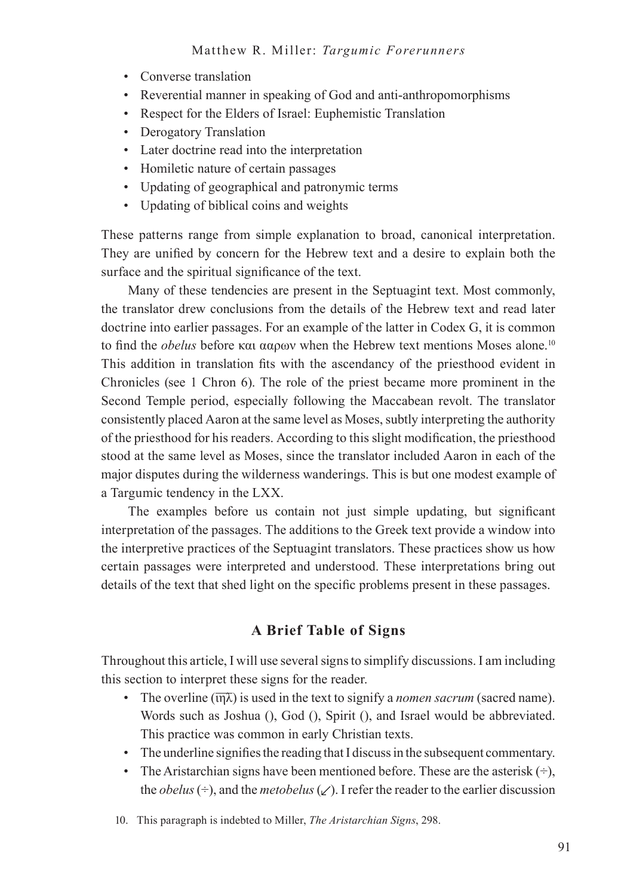- Converse translation
- Reverential manner in speaking of God and anti-anthropomorphisms
- Respect for the Elders of Israel: Euphemistic Translation
- Derogatory Translation
- Later doctrine read into the interpretation
- Homiletic nature of certain passages
- Updating of geographical and patronymic terms
- Updating of biblical coins and weights

These patterns range from simple explanation to broad, canonical interpretation. They are unified by concern for the Hebrew text and a desire to explain both the surface and the spiritual significance of the text.

Many of these tendencies are present in the Septuagint text. Most commonly, the translator drew conclusions from the details of the Hebrew text and read later doctrine into earlier passages. For an example of the latter in Codex G, it is common to find the *obelus* before και ααρων when the Hebrew text mentions Moses alone.[10] This addition in translation fits with the ascendancy of the priesthood evident in Chronicles (see 1 Chron 6). The role of the priest became more prominent in the Second Temple period, especially following the Maccabean revolt. The translator consistently placed Aaron at the same level as Moses, subtly interpreting the authority of the priesthood for his readers. According to this slight modification, the priesthood stood at the same level as Moses, since the translator included Aaron in each of the major disputes during the wilderness wanderings. This is but one modest example of a Targumic tendency in the LXX.

The examples before us contain not just simple updating, but significant interpretation of the passages. The additions to the Greek text provide a window into the interpretive practices of the Septuagint translators. These practices show us how certain passages were interpreted and understood. These interpretations bring out details of the text that shed light on the specific problems present in these passages.

## A Brief Table of Signs

Throughout this article, I will use several signs to simplify discussions. I am including this section to interpret these signs for the reader.

- The overline (ιηλ̅) is used in the text to signify a *nomen sacrum* (sacred name). Words such as Joshua (), God (), Spirit (), and Israel would be abbreviated. This practice was common in early Christian texts.
- The underline signifies the reading that I discuss in the subsequent commentary.
- The Aristarchian signs have been mentioned before. These are the asterisk (÷), the *obelus* (÷), and the *metobelus* (⸔). I refer the reader to the earlier discussion

10. This paragraph is indebted to Miller, *The Aristarchian Signs*, 298.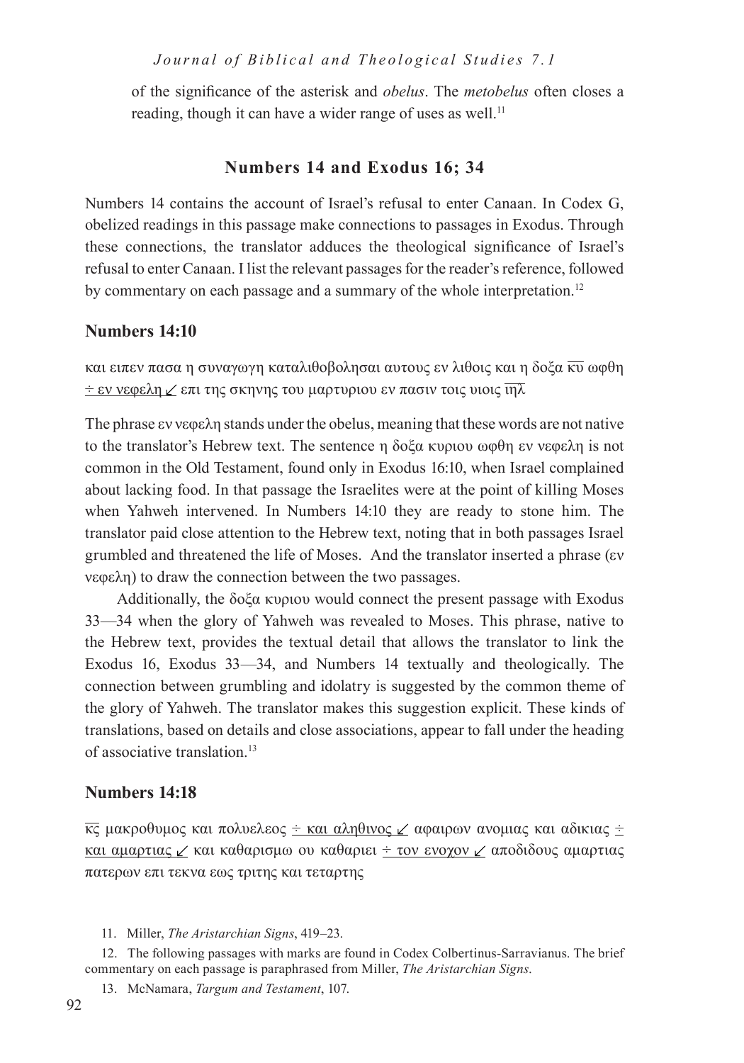of the significance of the asterisk and *obelus*. The *metobelus* often closes a reading, though it can have a wider range of uses as well.[11]

## Numbers 14 and Exodus 16; 34

Numbers 14 contains the account of Israel's refusal to enter Canaan. In Codex G, obelized readings in this passage make connections to passages in Exodus. Through these connections, the translator adduces the theological significance of Israel's refusal to enter Canaan. I list the relevant passages for the reader's reference, followed by commentary on each passage and a summary of the whole interpretation.[12]

### Numbers 14:10

και ειπεν πασα η συναγωγη καταλιθοβολησαι αυτους εν λιθοις και η δοξα κ̅υ̅ ωφθη <u>÷ εν νεφελη ↙</u> επι της σκηνης του μαρτυριου εν πασιν τοις υιοις ι̅η̅λ̅

The phrase εν νεφελη stands under the obelus, meaning that these words are not native to the translator's Hebrew text. The sentence η δοξα κυριου ωφθη εν νεφελη is not common in the Old Testament, found only in Exodus 16:10, when Israel complained about lacking food. In that passage the Israelites were at the point of killing Moses when Yahweh intervened. In Numbers 14:10 they are ready to stone him. The translator paid close attention to the Hebrew text, noting that in both passages Israel grumbled and threatened the life of Moses. And the translator inserted a phrase (εν νεφελη) to draw the connection between the two passages.

Additionally, the δοξα κυριου would connect the present passage with Exodus 33—34 when the glory of Yahweh was revealed to Moses. This phrase, native to the Hebrew text, provides the textual detail that allows the translator to link the Exodus 16, Exodus 33—34, and Numbers 14 textually and theologically. The connection between grumbling and idolatry is suggested by the common theme of the glory of Yahweh. The translator makes this suggestion explicit. These kinds of translations, based on details and close associations, appear to fall under the heading of associative translation.[13]

### Numbers 14:18

κ̅ς̅ μακροθυμος και πολυελεος <u>÷ και αληθινος ↙</u> αφαιρων ανομιας και αδικιας <u>÷ και αμαρτιας ↙</u> και καθαρισμω ου καθαριει <u>÷ τον ενοχον ↙</u> αποδιδους αμαρτιας πατερων επι τεκνα εως τριτης και τεταρτης

11. Miller, *The Aristarchian Signs*, 419–23.

12. The following passages with marks are found in Codex Colbertinus-Sarravianus. The brief commentary on each passage is paraphrased from Miller, *The Aristarchian Signs*.

13. McNamara, *Targum and Testament*, 107.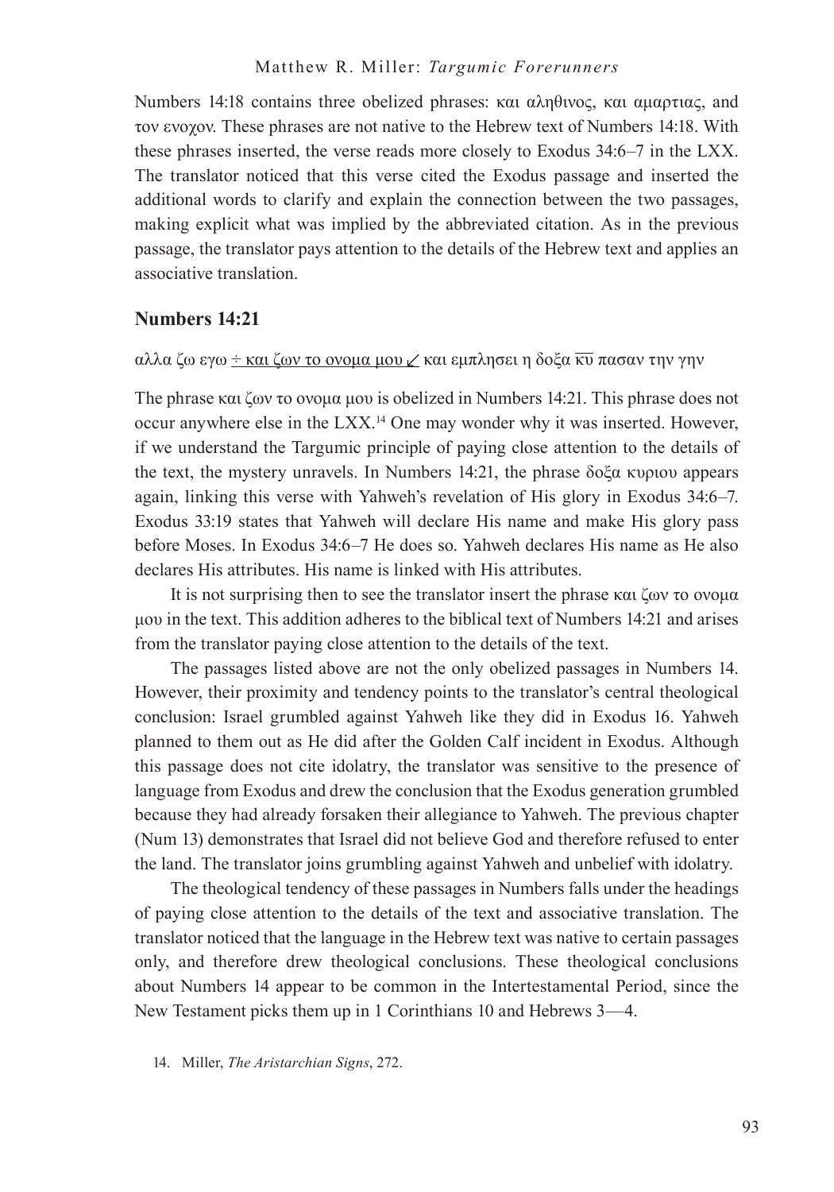Numbers 14:18 contains three obelized phrases: και αληθινος, και αμαρτιας, and τον ενοχον. These phrases are not native to the Hebrew text of Numbers 14:18. With these phrases inserted, the verse reads more closely to Exodus 34:6–7 in the LXX. The translator noticed that this verse cited the Exodus passage and inserted the additional words to clarify and explain the connection between the two passages, making explicit what was implied by the abbreviated citation. As in the previous passage, the translator pays attention to the details of the Hebrew text and applies an associative translation.

## Numbers 14:21

αλλα ζω εγω <u>÷ και ζων το ονομα μου ↙</u> και εμπλησει η δοξα κ̅υ̅ πασαν την γην

The phrase και ζων το ονομα μου is obelized in Numbers 14:21. This phrase does not occur anywhere else in the LXX.[14] One may wonder why it was inserted. However, if we understand the Targumic principle of paying close attention to the details of the text, the mystery unravels. In Numbers 14:21, the phrase δοξα κυριου appears again, linking this verse with Yahweh's revelation of His glory in Exodus 34:6–7. Exodus 33:19 states that Yahweh will declare His name and make His glory pass before Moses. In Exodus 34:6–7 He does so. Yahweh declares His name as He also declares His attributes. His name is linked with His attributes.

It is not surprising then to see the translator insert the phrase και ζων το ονομα μου in the text. This addition adheres to the biblical text of Numbers 14:21 and arises from the translator paying close attention to the details of the text.

The passages listed above are not the only obelized passages in Numbers 14. However, their proximity and tendency points to the translator's central theological conclusion: Israel grumbled against Yahweh like they did in Exodus 16. Yahweh planned to them out as He did after the Golden Calf incident in Exodus. Although this passage does not cite idolatry, the translator was sensitive to the presence of language from Exodus and drew the conclusion that the Exodus generation grumbled because they had already forsaken their allegiance to Yahweh. The previous chapter (Num 13) demonstrates that Israel did not believe God and therefore refused to enter the land. The translator joins grumbling against Yahweh and unbelief with idolatry.

The theological tendency of these passages in Numbers falls under the headings of paying close attention to the details of the text and associative translation. The translator noticed that the language in the Hebrew text was native to certain passages only, and therefore drew theological conclusions. These theological conclusions about Numbers 14 appear to be common in the Intertestamental Period, since the New Testament picks them up in 1 Corinthians 10 and Hebrews 3—4.

14. Miller, *The Aristarchian Signs*, 272.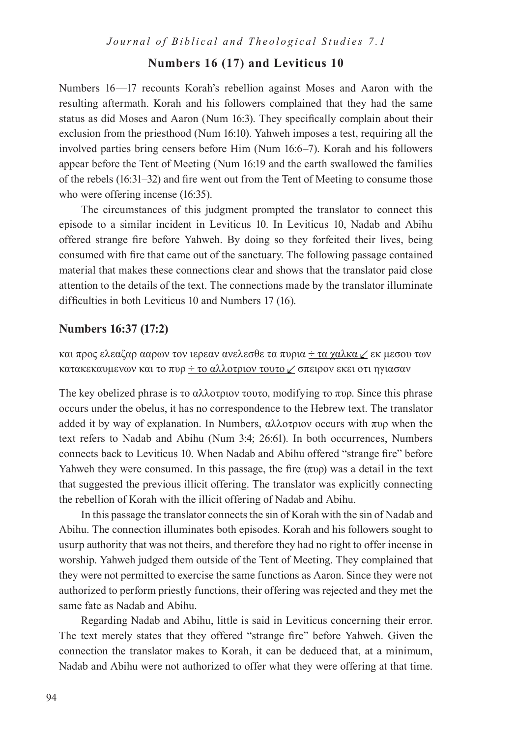## Numbers 16 (17) and Leviticus 10

Numbers 16—17 recounts Korah's rebellion against Moses and Aaron with the resulting aftermath. Korah and his followers complained that they had the same status as did Moses and Aaron (Num 16:3). They specifically complain about their exclusion from the priesthood (Num 16:10). Yahweh imposes a test, requiring all the involved parties bring censers before Him (Num 16:6–7). Korah and his followers appear before the Tent of Meeting (Num 16:19 and the earth swallowed the families of the rebels (16:31–32) and fire went out from the Tent of Meeting to consume those who were offering incense (16:35).

The circumstances of this judgment prompted the translator to connect this episode to a similar incident in Leviticus 10. In Leviticus 10, Nadab and Abihu offered strange fire before Yahweh. By doing so they forfeited their lives, being consumed with fire that came out of the sanctuary. The following passage contained material that makes these connections clear and shows that the translator paid close attention to the details of the text. The connections made by the translator illuminate difficulties in both Leviticus 10 and Numbers 17 (16).

### Numbers 16:37 (17:2)

και προς ελεαζαρ ααρων τον ιερεαν ανελεσθε τα πυρια ÷ τα χαλκα ↙ εκ μεσου των κατακεκαυμενων και το πυρ ÷ το αλλοτριον τουτο ↙ σπειρον εκει οτι ηγιασαν

The key obelized phrase is το αλλοτριον τουτο, modifying το πυρ. Since this phrase occurs under the obelus, it has no correspondence to the Hebrew text. The translator added it by way of explanation. In Numbers, αλλοτριον occurs with πυρ when the text refers to Nadab and Abihu (Num 3:4; 26:61). In both occurrences, Numbers connects back to Leviticus 10. When Nadab and Abihu offered "strange fire" before Yahweh they were consumed. In this passage, the fire (πυρ) was a detail in the text that suggested the previous illicit offering. The translator was explicitly connecting the rebellion of Korah with the illicit offering of Nadab and Abihu.

In this passage the translator connects the sin of Korah with the sin of Nadab and Abihu. The connection illuminates both episodes. Korah and his followers sought to usurp authority that was not theirs, and therefore they had no right to offer incense in worship. Yahweh judged them outside of the Tent of Meeting. They complained that they were not permitted to exercise the same functions as Aaron. Since they were not authorized to perform priestly functions, their offering was rejected and they met the same fate as Nadab and Abihu.

Regarding Nadab and Abihu, little is said in Leviticus concerning their error. The text merely states that they offered "strange fire" before Yahweh. Given the connection the translator makes to Korah, it can be deduced that, at a minimum, Nadab and Abihu were not authorized to offer what they were offering at that time.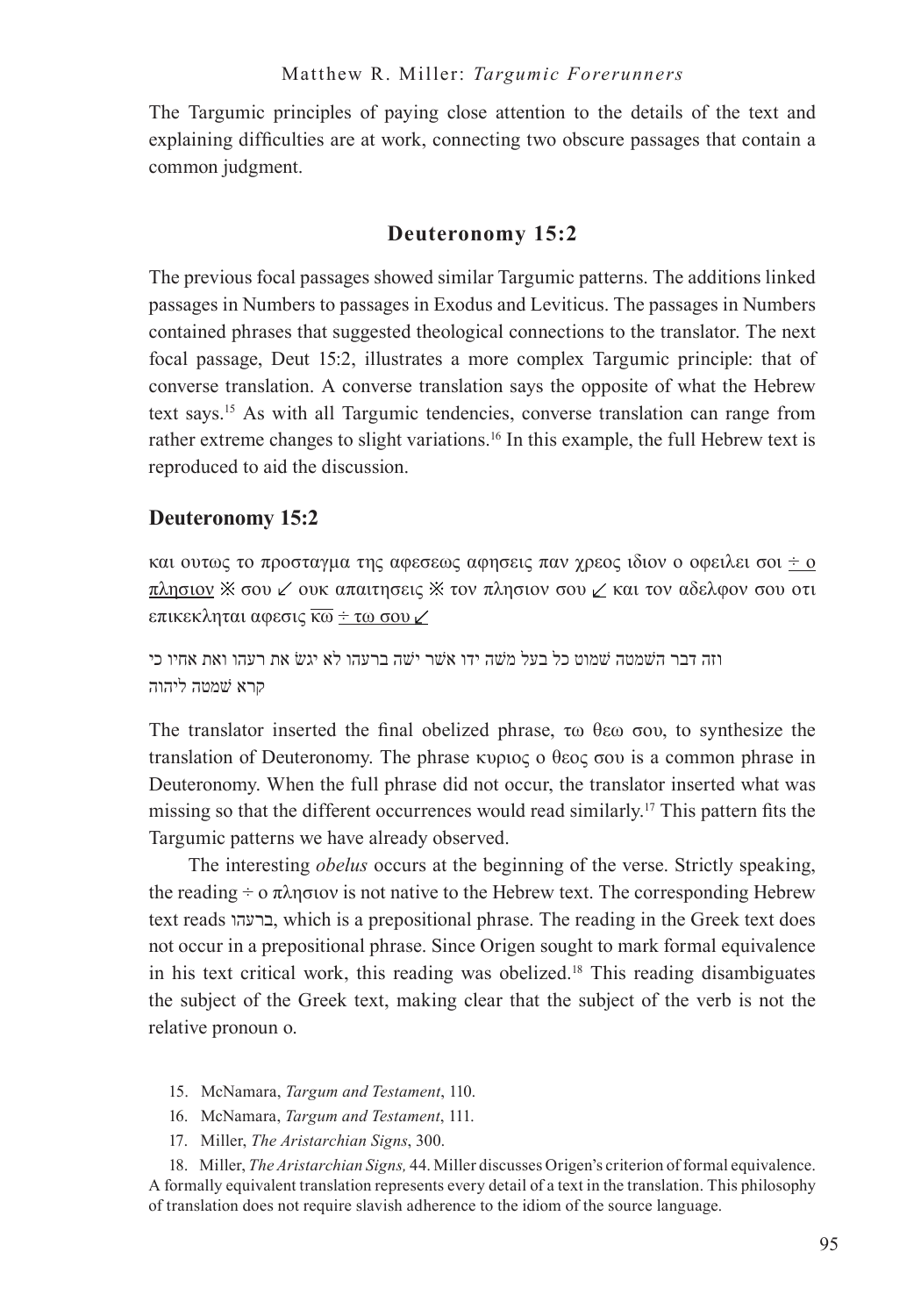The Targumic principles of paying close attention to the details of the text and explaining difficulties are at work, connecting two obscure passages that contain a common judgment.

## Deuteronomy 15:2

The previous focal passages showed similar Targumic patterns. The additions linked passages in Numbers to passages in Exodus and Leviticus. The passages in Numbers contained phrases that suggested theological connections to the translator. The next focal passage, Deut 15:2, illustrates a more complex Targumic principle: that of converse translation. A converse translation says the opposite of what the Hebrew text says.[15] As with all Targumic tendencies, converse translation can range from rather extreme changes to slight variations.[16] In this example, the full Hebrew text is reproduced to aid the discussion.

### Deuteronomy 15:2

και ουτως το προσταγμα της αφεσεως αφησεις παν χρεος ιδιον ο οφειλει σοι ÷ ο πλησιον ※ σου ↙ ουκ απαιτησεις ※ τον πλησιον σου ↙ και τον αδελφον σου οτι επικεκληται αφεσις κω ÷ τω σου ↙

וזה דבר השׁמטה שׁמוט כל בעל משׁה ידו אשׁר ישׁה ברעהו לא יגשׂ את רעהו ואת אחיו כי קרא שׁמטה ליהוה

The translator inserted the final obelized phrase, τω θεω σου, to synthesize the translation of Deuteronomy. The phrase κυριος ο θεος σου is a common phrase in Deuteronomy. When the full phrase did not occur, the translator inserted what was missing so that the different occurrences would read similarly.[17] This pattern fits the Targumic patterns we have already observed.

The interesting *obelus* occurs at the beginning of the verse. Strictly speaking, the reading ÷ ο πλησιον is not native to the Hebrew text. The corresponding Hebrew text reads ברעהו, which is a prepositional phrase. The reading in the Greek text does not occur in a prepositional phrase. Since Origen sought to mark formal equivalence in his text critical work, this reading was obelized.[18] This reading disambiguates the subject of the Greek text, making clear that the subject of the verb is not the relative pronoun ο.

15. McNamara, *Targum and Testament*, 110.
16. McNamara, *Targum and Testament*, 111.
17. Miller, *The Aristarchian Signs*, 300.
18. Miller, *The Aristarchian Signs,* 44. Miller discusses Origen's criterion of formal equivalence. A formally equivalent translation represents every detail of a text in the translation. This philosophy of translation does not require slavish adherence to the idiom of the source language.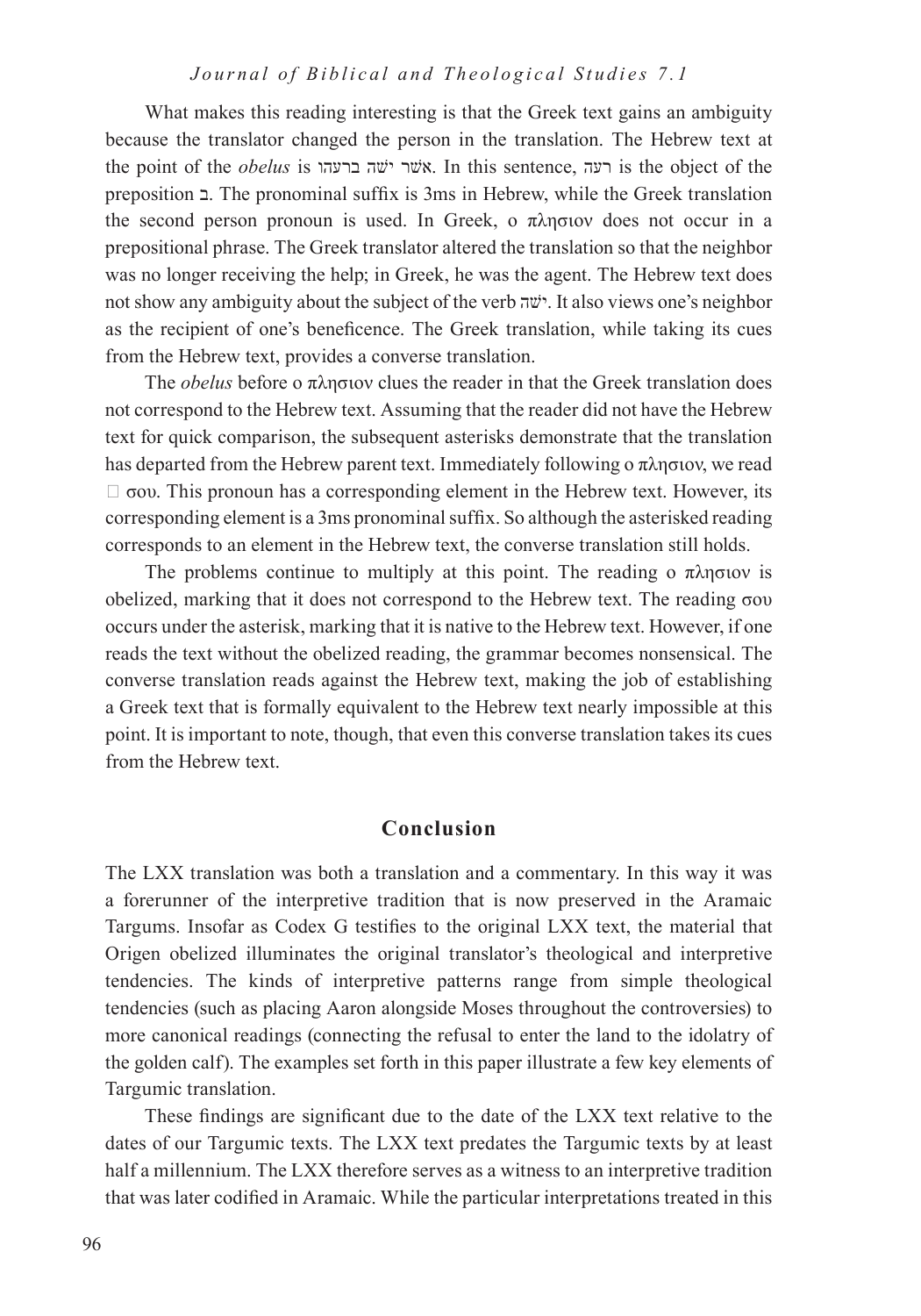What makes this reading interesting is that the Greek text gains an ambiguity because the translator changed the person in the translation. The Hebrew text at the point of the *obelus* is אשר ישה ברעהו. In this sentence, רעה is the object of the preposition ב. The pronominal suffix is 3ms in Hebrew, while the Greek translation the second person pronoun is used. In Greek, ο πλησιον does not occur in a prepositional phrase. The Greek translator altered the translation so that the neighbor was no longer receiving the help; in Greek, he was the agent. The Hebrew text does not show any ambiguity about the subject of the verb ישה. It also views one's neighbor as the recipient of one's beneficence. The Greek translation, while taking its cues from the Hebrew text, provides a converse translation.

The *obelus* before ο πλησιον clues the reader in that the Greek translation does not correspond to the Hebrew text. Assuming that the reader did not have the Hebrew text for quick comparison, the subsequent asterisks demonstrate that the translation has departed from the Hebrew parent text. Immediately following ο πλησιον, we read  σου. This pronoun has a corresponding element in the Hebrew text. However, its corresponding element is a 3ms pronominal suffix. So although the asterisked reading corresponds to an element in the Hebrew text, the converse translation still holds.

The problems continue to multiply at this point. The reading ο πλησιον is obelized, marking that it does not correspond to the Hebrew text. The reading σου occurs under the asterisk, marking that it is native to the Hebrew text. However, if one reads the text without the obelized reading, the grammar becomes nonsensical. The converse translation reads against the Hebrew text, making the job of establishing a Greek text that is formally equivalent to the Hebrew text nearly impossible at this point. It is important to note, though, that even this converse translation takes its cues from the Hebrew text.

## Conclusion

The LXX translation was both a translation and a commentary. In this way it was a forerunner of the interpretive tradition that is now preserved in the Aramaic Targums. Insofar as Codex G testifies to the original LXX text, the material that Origen obelized illuminates the original translator's theological and interpretive tendencies. The kinds of interpretive patterns range from simple theological tendencies (such as placing Aaron alongside Moses throughout the controversies) to more canonical readings (connecting the refusal to enter the land to the idolatry of the golden calf). The examples set forth in this paper illustrate a few key elements of Targumic translation.

These findings are significant due to the date of the LXX text relative to the dates of our Targumic texts. The LXX text predates the Targumic texts by at least half a millennium. The LXX therefore serves as a witness to an interpretive tradition that was later codified in Aramaic. While the particular interpretations treated in this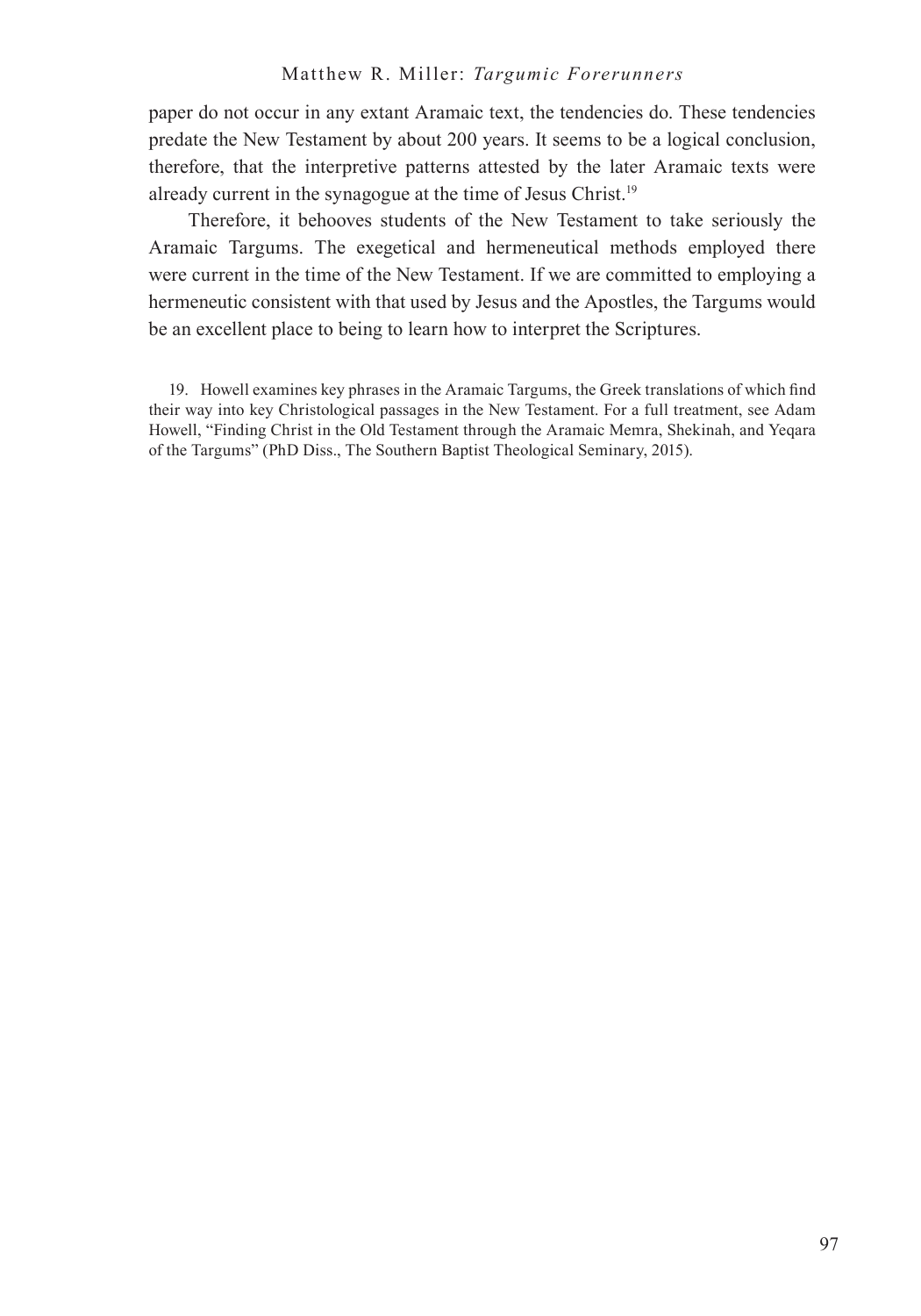paper do not occur in any extant Aramaic text, the tendencies do. These tendencies predate the New Testament by about 200 years. It seems to be a logical conclusion, therefore, that the interpretive patterns attested by the later Aramaic texts were already current in the synagogue at the time of Jesus Christ.[19]

Therefore, it behooves students of the New Testament to take seriously the Aramaic Targums. The exegetical and hermeneutical methods employed there were current in the time of the New Testament. If we are committed to employing a hermeneutic consistent with that used by Jesus and the Apostles, the Targums would be an excellent place to being to learn how to interpret the Scriptures.

19. Howell examines key phrases in the Aramaic Targums, the Greek translations of which find their way into key Christological passages in the New Testament. For a full treatment, see Adam Howell, "Finding Christ in the Old Testament through the Aramaic Memra, Shekinah, and Yeqara of the Targums" (PhD Diss., The Southern Baptist Theological Seminary, 2015).